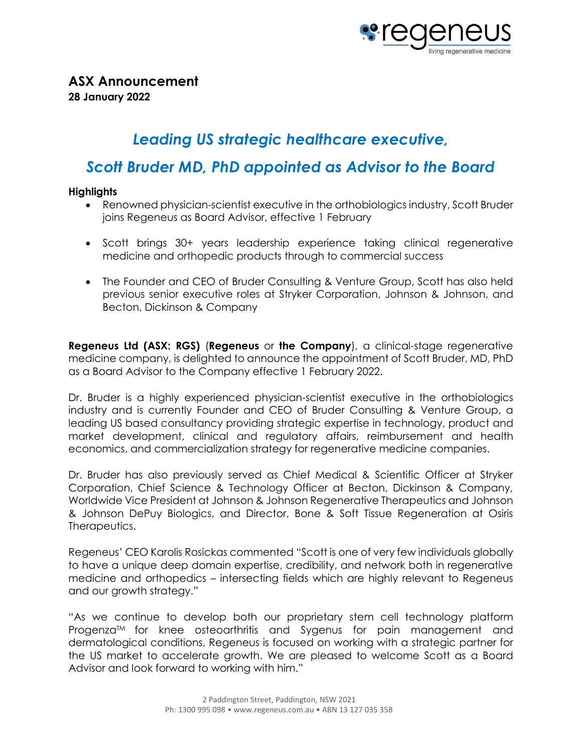## ASX Announcement

**28 January 2022**

# *Leading US strategic healthcare executive, Scott Bruder MD, PhD appointed as Advisor to the Board*

### Highlights

- Renowned physician-scientist executive in the orthobiologics industry, Scott Bruder joins Regeneus as Board Advisor, effective 1 February
- Scott brings 30+ years leadership experience taking clinical regenerative medicine and orthopedic products through to commercial success
- The Founder and CEO of Bruder Consulting & Venture Group, Scott has also held previous senior executive roles at Stryker Corporation, Johnson & Johnson, and Becton, Dickinson & Company

**Regeneus Ltd (ASX: RGS)** (**Regeneus** or **the Company**), a clinical-stage regenerative medicine company, is delighted to announce the appointment of Scott Bruder, MD, PhD as a Board Advisor to the Company effective 1 February 2022.

Dr. Bruder is a highly experienced physician-scientist executive in the orthobiologics industry and is currently Founder and CEO of Bruder Consulting & Venture Group, a leading US based consultancy providing strategic expertise in technology, product and market development, clinical and regulatory affairs, reimbursement and health economics, and commercialization strategy for regenerative medicine companies.

Dr. Bruder has also previously served as Chief Medical & Scientific Officer at Stryker Corporation, Chief Science & Technology Officer at Becton, Dickinson & Company, Worldwide Vice President at Johnson & Johnson Regenerative Therapeutics and Johnson & Johnson DePuy Biologics, and Director, Bone & Soft Tissue Regeneration at Osiris Therapeutics.

Regeneus' CEO Karolis Rosickas commented "Scott is one of very few individuals globally to have a unique deep domain expertise, credibility, and network both in regenerative medicine and orthopedics – intersecting fields which are highly relevant to Regeneus and our growth strategy."

"As we continue to develop both our proprietary stem cell technology platform Progenza™ for knee osteoarthritis and Sygenus for pain management and dermatological conditions, Regeneus is focused on working with a strategic partner for the US market to accelerate growth. We are pleased to welcome Scott as a Board Advisor and look forward to working with him."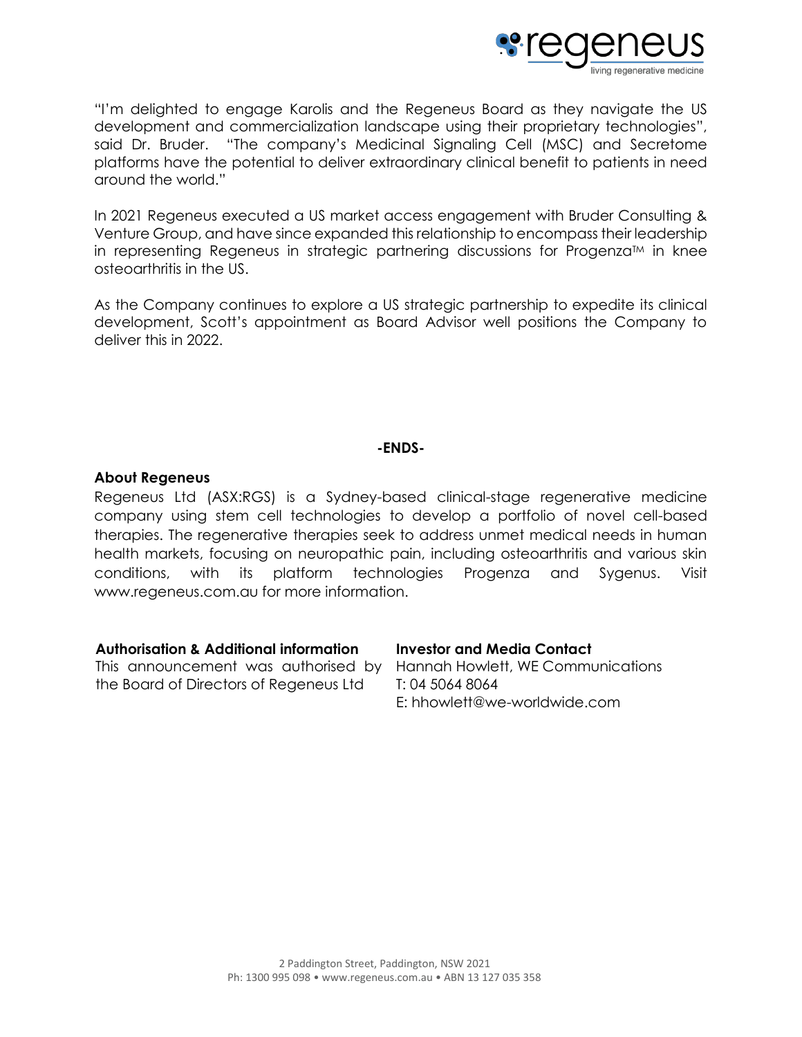"I'm delighted to engage Karolis and the Regeneus Board as they navigate the US development and commercialization landscape using their proprietary technologies", said Dr. Bruder. "The company's Medicinal Signaling Cell (MSC) and Secretome platforms have the potential to deliver extraordinary clinical benefit to patients in need around the world."

In 2021 Regeneus executed a US market access engagement with Bruder Consulting & Venture Group, and have since expanded this relationship to encompass their leadership in representing Regeneus in strategic partnering discussions for Progenza™ in knee osteoarthritis in the US.

As the Company continues to explore a US strategic partnership to expedite its clinical development, Scott's appointment as Board Advisor well positions the Company to deliver this in 2022.

**-ENDS-**

**About Regeneus**

Regeneus Ltd (ASX:RGS) is a Sydney-based clinical-stage regenerative medicine company using stem cell technologies to develop a portfolio of novel cell-based therapies. The regenerative therapies seek to address unmet medical needs in human health markets, focusing on neuropathic pain, including osteoarthritis and various skin conditions, with its platform technologies Progenza and Sygenus. Visit www.regeneus.com.au for more information.

**Authorisation & Additional information**

This announcement was authorised by the Board of Directors of Regeneus Ltd

**Investor and Media Contact**

Hannah Howlett, WE Communications
T: 04 5064 8064
E: hhowlett@we-worldwide.com

2 Paddington Street, Paddington, NSW 2021
Ph: 1300 995 098 • www.regeneus.com.au • ABN 13 127 035 358